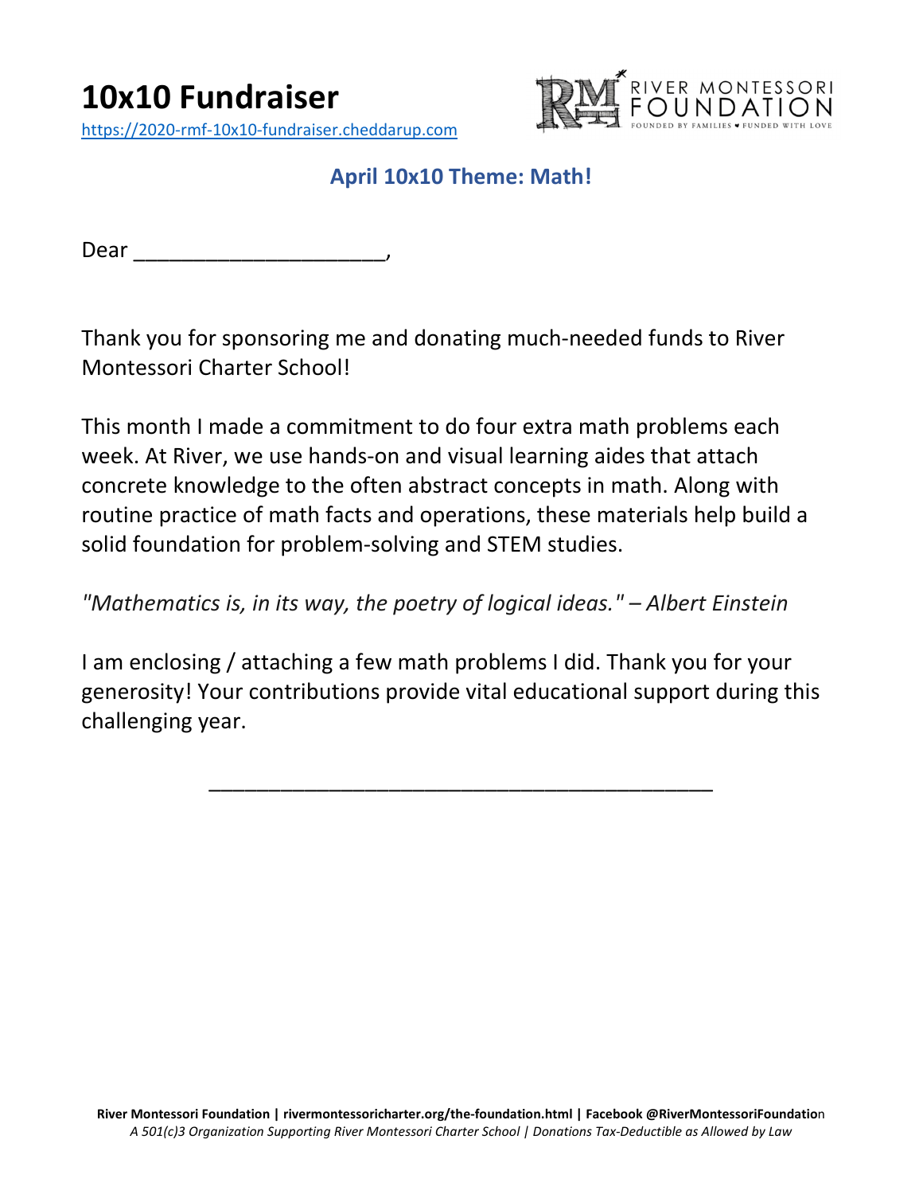# 10x10 Fundraiser

https://2020-rmf-10x10-fundraiser.cheddarup.com

RIVER MONTESSORI FOUNDATION
FOUNDED BY FAMILIES ♥ FUNDED WITH LOVE

## April 10x10 Theme: Math!

Dear ______________________,

Thank you for sponsoring me and donating much-needed funds to River Montessori Charter School!

This month I made a commitment to do four extra math problems each week. At River, we use hands-on and visual learning aides that attach concrete knowledge to the often abstract concepts in math. Along with routine practice of math facts and operations, these materials help build a solid foundation for problem-solving and STEM studies.

*"Mathematics is, in its way, the poetry of logical ideas." – Albert Einstein*

I am enclosing / attaching a few math problems I did. Thank you for your generosity! Your contributions provide vital educational support during this challenging year.

_____________________________________________

**River Montessori Foundation | rivermontessoricharter.org/the-foundation.html | Facebook @RiverMontessoriFoundation**
*A 501(c)3 Organization Supporting River Montessori Charter School | Donations Tax-Deductible as Allowed by Law*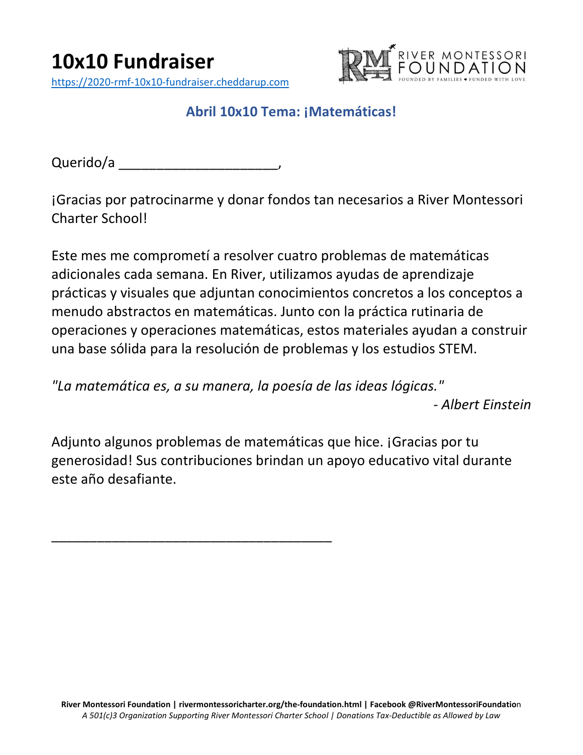# 10x10 Fundraiser

https://2020-rmf-10x10-fundraiser.cheddarup.com

RIVER MONTESSORI FOUNDATION
FOUNDED BY FAMILIES ♥ FUNDED WITH LOVE

## Abril 10x10 Tema: ¡Matemáticas!

Querido/a ____________________,

¡Gracias por patrocinarme y donar fondos tan necesarios a River Montessori Charter School!

Este mes me comprometí a resolver cuatro problemas de matemáticas adicionales cada semana. En River, utilizamos ayudas de aprendizaje prácticas y visuales que adjuntan conocimientos concretos a los conceptos a menudo abstractos en matemáticas. Junto con la práctica rutinaria de operaciones y operaciones matemáticas, estos materiales ayudan a construir una base sólida para la resolución de problemas y los estudios STEM.

*"La matemática es, a su manera, la poesía de las ideas lógicas."*
*- Albert Einstein*

Adjunto algunos problemas de matemáticas que hice. ¡Gracias por tu generosidad! Sus contribuciones brindan un apoyo educativo vital durante este año desafiante.

____________________________________

**River Montessori Foundation | rivermontessoricharter.org/the-foundation.html | Facebook @RiverMontessoriFoundation**
*A 501(c)3 Organization Supporting River Montessori Charter School | Donations Tax-Deductible as Allowed by Law*